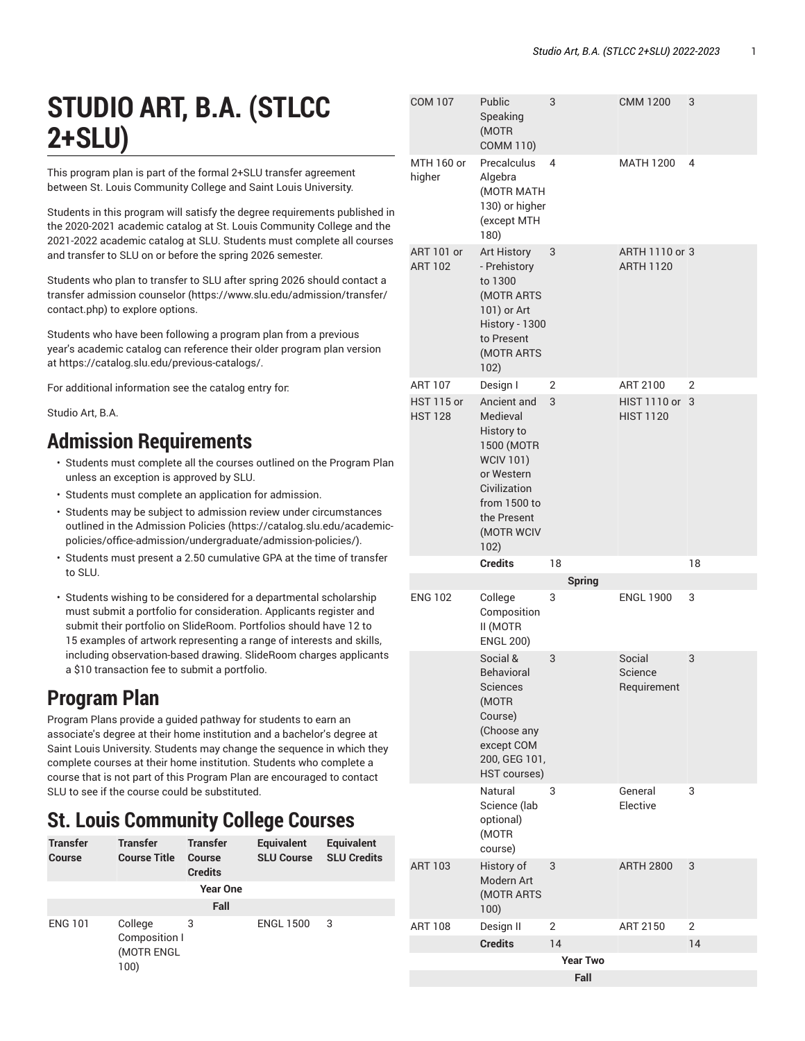# STUDIO ART, B.A. (STLCC 2+SLU)

This program plan is part of the formal 2+SLU transfer agreement between St. Louis Community College and Saint Louis University.

Students in this program will satisfy the degree requirements published in the 2020-2021 academic catalog at St. Louis Community College and the 2021-2022 academic catalog at SLU. Students must complete all courses and transfer to SLU on or before the spring 2026 semester.

Students who plan to transfer to SLU after spring 2026 should contact a transfer admission counselor (https://www.slu.edu/admission/transfer/contact.php) to explore options.

Students who have been following a program plan from a previous year's academic catalog can reference their older program plan version at https://catalog.slu.edu/previous-catalogs/.

For additional information see the catalog entry for:

Studio Art, B.A.

## Admission Requirements

- Students must complete all the courses outlined on the Program Plan unless an exception is approved by SLU.
- Students must complete an application for admission.
- Students may be subject to admission review under circumstances outlined in the Admission Policies (https://catalog.slu.edu/academic-policies/office-admission/undergraduate/admission-policies/).
- Students must present a 2.50 cumulative GPA at the time of transfer to SLU.
- Students wishing to be considered for a departmental scholarship must submit a portfolio for consideration. Applicants register and submit their portfolio on SlideRoom. Portfolios should have 12 to 15 examples of artwork representing a range of interests and skills, including observation-based drawing. SlideRoom charges applicants a $10 transaction fee to submit a portfolio.

## Program Plan

Program Plans provide a guided pathway for students to earn an associate's degree at their home institution and a bachelor's degree at Saint Louis University. Students may change the sequence in which they complete courses at their home institution. Students who complete a course that is not part of this Program Plan are encouraged to contact SLU to see if the course could be substituted.

## St. Louis Community College Courses

| Transfer Course | Transfer Course Title | Transfer Course Credits | Equivalent SLU Course | Equivalent SLU Credits |
|---|---|---|---|---|
| | | **Year One** | | |
| | | **Fall** | | |
| ENG 101 | College Composition I (MOTR ENGL 100) | 3 | ENGL 1500 | 3 |
| COM 107 | Public Speaking (MOTR COMM 110) | 3 | CMM 1200 | 3 |
| MTH 160 or higher | Precalculus Algebra (MOTR MATH 130) or higher (except MTH 180) | 4 | MATH 1200 | 4 |
| ART 101 or ART 102 | Art History - Prehistory to 1300 (MOTR ARTS 101) or Art History - 1300 to Present (MOTR ARTS 102) | 3 | ARTH 1110 or ARTH 1120 | 3 |
| ART 107 | Design I | 2 | ART 2100 | 2 |
| HST 115 or HST 128 | Ancient and Medieval History to 1500 (MOTR WCIV 101) or Western Civilization from 1500 to the Present (MOTR WCIV 102) | 3 | HIST 1110 or HIST 1120 | 3 |
| | **Credits** | 18 | | 18 |
| | | **Spring** | | |
| ENG 102 | College Composition II (MOTR ENGL 200) | 3 | ENGL 1900 | 3 |
| | Social & Behavioral Sciences (MOTR Course) (Choose any except COM 200, GEG 101, HST courses) | 3 | Social Science Requirement | 3 |
| | Natural Science (lab optional) (MOTR course) | 3 | General Elective | 3 |
| ART 103 | History of Modern Art (MOTR ARTS 100) | 3 | ARTH 2800 | 3 |
| ART 108 | Design II | 2 | ART 2150 | 2 |
| | **Credits** | 14 | | 14 |
| | | **Year Two** | | |
| | | **Fall** | | |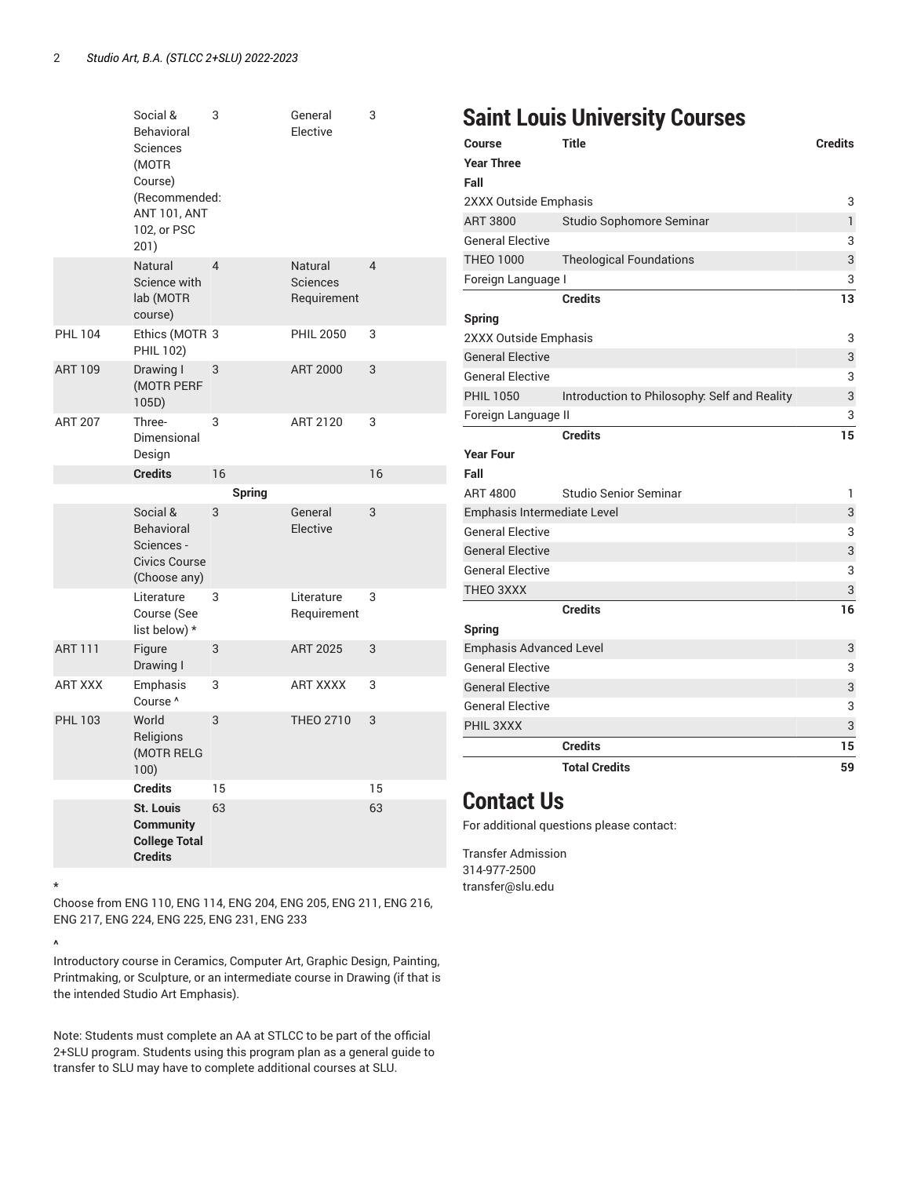| | | | | |
|---|---|---|---|---|
| | Social & Behavioral Sciences (MOTR Course) (Recommended: ANT 101, ANT 102, or PSC 201) | 3 | General Elective | 3 |
| | Natural Science with lab (MOTR course) | 4 | Natural Sciences Requirement | 4 |
| PHL 104 | Ethics (MOTR PHIL 102) | 3 | PHIL 2050 | 3 |
| ART 109 | Drawing I (MOTR PERF 105D) | 3 | ART 2000 | 3 |
| ART 207 | Three-Dimensional Design | 3 | ART 2120 | 3 |
| | **Credits** | 16 | | 16 |
| | | **Spring** | | |
| | Social & Behavioral Sciences - Civics Course (Choose any) | 3 | General Elective | 3 |
| | Literature Course (See list below) * | 3 | Literature Requirement | 3 |
| ART 111 | Figure Drawing I | 3 | ART 2025 | 3 |
| ART XXX | Emphasis Course ^ | 3 | ART XXXX | 3 |
| PHL 103 | World Religions (MOTR RELG 100) | 3 | THEO 2710 | 3 |
| | **Credits** | 15 | | 15 |
| | **St. Louis Community College Total Credits** | 63 | | 63 |

*

Choose from ENG 110, ENG 114, ENG 204, ENG 205, ENG 211, ENG 216, ENG 217, ENG 224, ENG 225, ENG 231, ENG 233

^

Introductory course in Ceramics, Computer Art, Graphic Design, Painting, Printmaking, or Sculpture, or an intermediate course in Drawing (if that is the intended Studio Art Emphasis).

Note: Students must complete an AA at STLCC to be part of the official 2+SLU program. Students using this program plan as a general guide to transfer to SLU may have to complete additional courses at SLU.

## Saint Louis University Courses

| Course | Title | Credits |
|---|---|---|
| **Year Three** | | |
| **Fall** | | |
| 2XXX Outside Emphasis | | 3 |
| ART 3800 | Studio Sophomore Seminar | 1 |
| General Elective | | 3 |
| THEO 1000 | Theological Foundations | 3 |
| Foreign Language I | | 3 |
| | **Credits** | **13** |
| **Spring** | | |
| 2XXX Outside Emphasis | | 3 |
| General Elective | | 3 |
| General Elective | | 3 |
| PHIL 1050 | Introduction to Philosophy: Self and Reality | 3 |
| Foreign Language II | | 3 |
| | **Credits** | **15** |
| **Year Four** | | |
| **Fall** | | |
| ART 4800 | Studio Senior Seminar | 1 |
| Emphasis Intermediate Level | | 3 |
| General Elective | | 3 |
| General Elective | | 3 |
| General Elective | | 3 |
| THEO 3XXX | | 3 |
| | **Credits** | **16** |
| **Spring** | | |
| Emphasis Advanced Level | | 3 |
| General Elective | | 3 |
| General Elective | | 3 |
| General Elective | | 3 |
| PHIL 3XXX | | 3 |
| | **Credits** | **15** |
| | **Total Credits** | **59** |

## Contact Us

For additional questions please contact:

Transfer Admission
314-977-2500
transfer@slu.edu